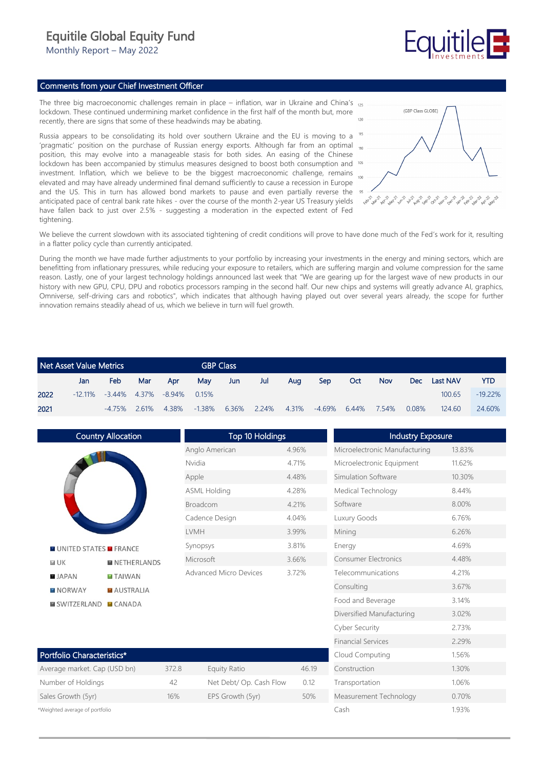# Equitile Global Equity Fund

Monthly Report – May 2022

## Comments from your Chief Investment Officer

The three big macroeconomic challenges remain in place – inflation, war in Ukraine and China's lockdown. These continued undermining market confidence in the first half of the month but, more recently, there are signs that some of these headwinds may be abating.

Russia appears to be consolidating its hold over southern Ukraine and the EU is moving to a 'pragmatic' position on the purchase of Russian energy exports. Although far from an optimal position, this may evolve into a manageable stasis for both sides. An easing of the Chinese lockdown has been accompanied by stimulus measures designed to boost both consumption and investment. Inflation, which we believe to be the biggest macroeconomic challenge, remains elevated and may have already undermined final demand sufficiently to cause a recession in Europe and the US. This in turn has allowed bond markets to pause and even partially reverse the anticipated pace of central bank rate hikes - over the course of the month 2-year US Treasury yields have fallen back to just over 2.5% - suggesting a moderation in the expected extent of Fed tightening.

We believe the current slowdown with its associated tightening of credit conditions will prove to have done much of the Fed's work for it, resulting in a flatter policy cycle than currently anticipated.

During the month we have made further adjustments to your portfolio by increasing your investments in the energy and mining sectors, which are benefitting from inflationary pressures, while reducing your exposure to retailers, which are suffering margin and volume compression for the same reason. Lastly, one of your largest technology holdings announced last week that "We are gearing up for the largest wave of new products in our history with new GPU, CPU, DPU and robotics processors ramping in the second half. Our new chips and systems will greatly advance AI, graphics, Omniverse, self-driving cars and robotics", which indicates that although having played out over several years already, the scope for further innovation remains steadily ahead of us, which we believe in turn will fuel growth.

## Net Asset Value Metrics — GBP Class

| | Jan | Feb | Mar | Apr | May | Jun | Jul | Aug | Sep | Oct | Nov | Dec | Last NAV | YTD |
|---|---|---|---|---|---|---|---|---|---|---|---|---|---|---|
| 2022 | -12.11% | -3.44% | 4.37% | -8.94% | 0.15% | | | | | | | | 100.65 | -19.22% |
| 2021 | | -4.75% | 2.61% | 4.38% | -1.38% | 6.36% | 2.24% | 4.31% | -4.69% | 6.44% | 7.54% | 0.08% | 124.60 | 24.60% |

## Country Allocation

United States, France, UK, Netherlands, Japan, Taiwan, Norway, Australia, Switzerland, Canada

## Top 10 Holdings

| Holding | Weight |
|---|---|
| Anglo American | 4.96% |
| Nvidia | 4.71% |
| Apple | 4.48% |
| ASML Holding | 4.28% |
| Broadcom | 4.21% |
| Cadence Design | 4.04% |
| LVMH | 3.99% |
| Synopsys | 3.81% |
| Microsoft | 3.66% |
| Advanced Micro Devices | 3.72% |

## Industry Exposure

| Industry | Weight |
|---|---|
| Microelectronic Manufacturing | 13.83% |
| Microelectronic Equipment | 11.62% |
| Simulation Software | 10.30% |
| Medical Technology | 8.44% |
| Software | 8.00% |
| Luxury Goods | 6.76% |
| Mining | 6.26% |
| Energy | 4.69% |
| Consumer Electronics | 4.48% |
| Telecommunications | 4.21% |
| Consulting | 3.67% |
| Food and Beverage | 3.14% |
| Diversified Manufacturing | 3.02% |
| Cyber Security | 2.73% |
| Financial Services | 2.29% |
| Cloud Computing | 1.56% |
| Construction | 1.30% |
| Transportation | 1.06% |
| Measurement Technology | 0.70% |
| Cash | 1.93% |

## Portfolio Characteristics*

| | | | |
|---|---|---|---|
| Average market. Cap (USD bn) | 372.8 | Equity Ratio | 46.19 |
| Number of Holdings | 42 | Net Debt/ Op. Cash Flow | 0.12 |
| Sales Growth (5yr) | 16% | EPS Growth (5yr) | 50% |

*Weighted average of portfolio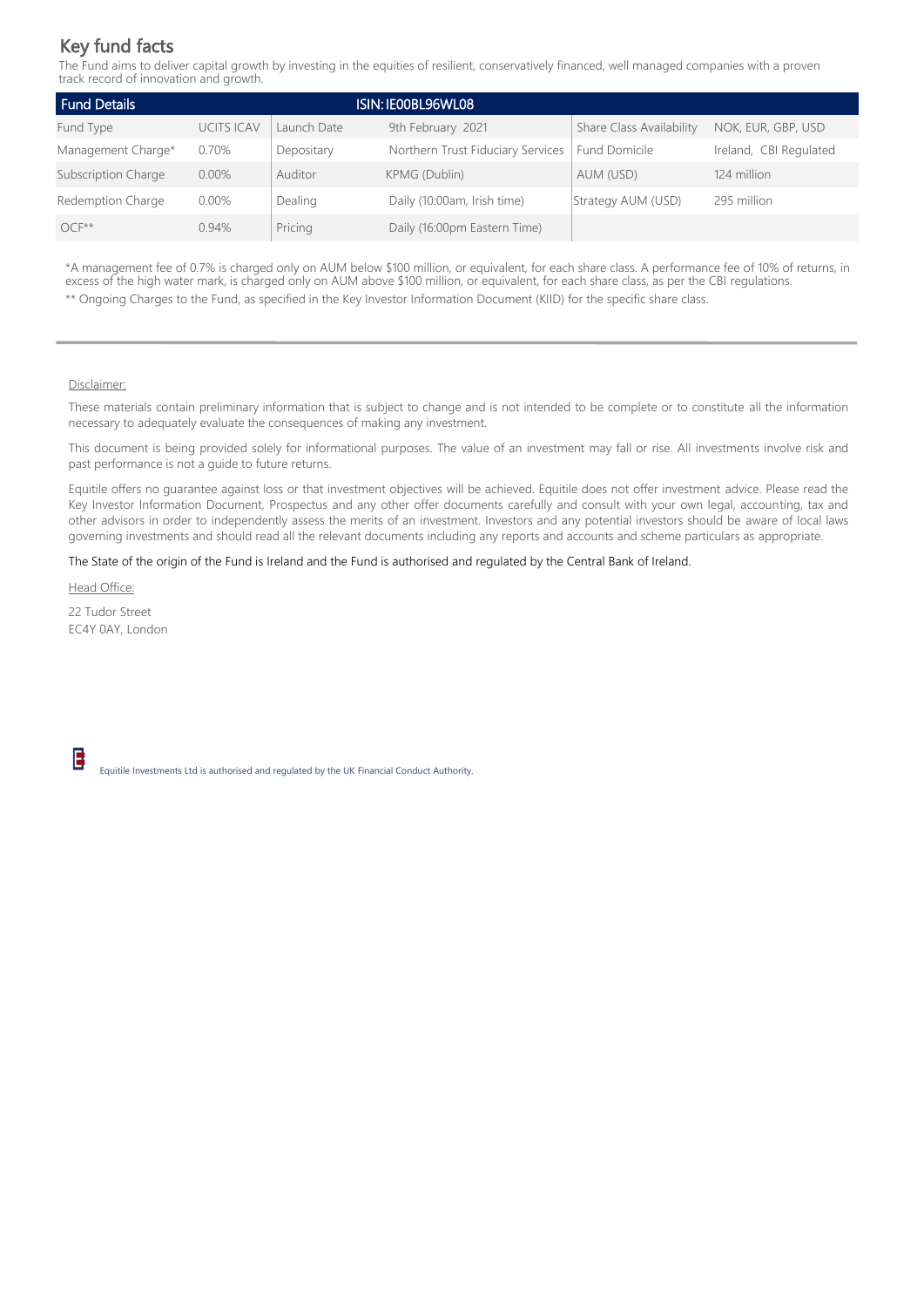# Key fund facts

The Fund aims to deliver capital growth by investing in the equities of resilient, conservatively financed, well managed companies with a proven track record of innovation and growth.

| Fund Details | | ISIN: IE00BL96WL08 | | | |
|---|---|---|---|---|---|
| Fund Type | UCITS ICAV | Launch Date | 9th February 2021 | Share Class Availability | NOK, EUR, GBP, USD |
| Management Charge* | 0.70% | Depositary | Northern Trust Fiduciary Services | Fund Domicile | Ireland, CBI Regulated |
| Subscription Charge | 0.00% | Auditor | KPMG (Dublin) | AUM (USD) | 124 million |
| Redemption Charge | 0.00% | Dealing | Daily (10:00am, Irish time) | Strategy AUM (USD) | 295 million |
| OCF** | 0.94% | Pricing | Daily (16:00pm Eastern Time) | | |

*A management fee of 0.7% is charged only on AUM below $100 million, or equivalent, for each share class. A performance fee of 10% of returns, in excess of the high water mark, is charged only on AUM above $100 million, or equivalent, for each share class, as per the CBI regulations.

** Ongoing Charges to the Fund, as specified in the Key Investor Information Document (KIID) for the specific share class.

Disclaimer:

These materials contain preliminary information that is subject to change and is not intended to be complete or to constitute all the information necessary to adequately evaluate the consequences of making any investment.

This document is being provided solely for informational purposes. The value of an investment may fall or rise. All investments involve risk and past performance is not a guide to future returns.

Equitile offers no guarantee against loss or that investment objectives will be achieved. Equitile does not offer investment advice. Please read the Key Investor Information Document, Prospectus and any other offer documents carefully and consult with your own legal, accounting, tax and other advisors in order to independently assess the merits of an investment. Investors and any potential investors should be aware of local laws governing investments and should read all the relevant documents including any reports and accounts and scheme particulars as appropriate.

The State of the origin of the Fund is Ireland and the Fund is authorised and regulated by the Central Bank of Ireland.

Head Office:

22 Tudor Street
EC4Y 0AY, London

Equitile Investments Ltd is authorised and regulated by the UK Financial Conduct Authority.